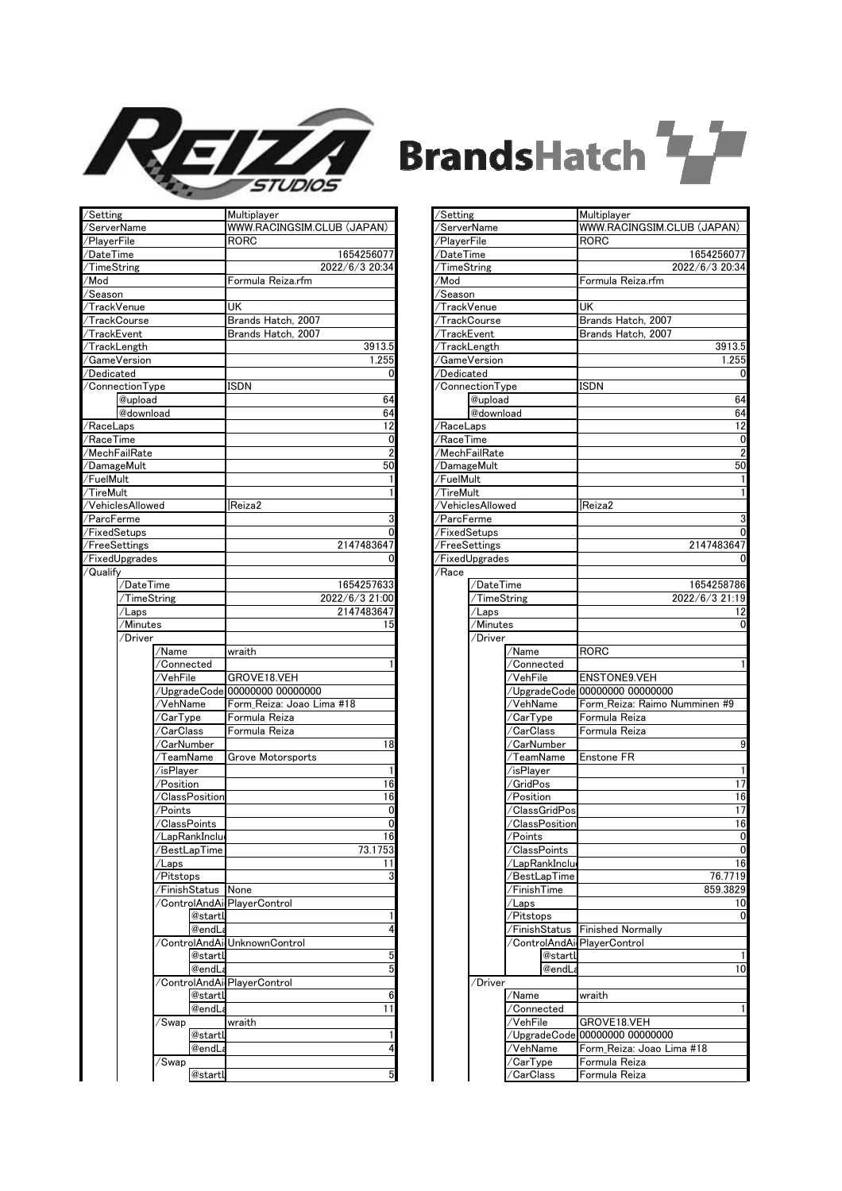REIZA STUDIOS

BrandsHatch

| /Setting | | | | Multiplayer |
|---|---|---|---|---|
| /ServerName | | | | WWW.RACINGSIM.CLUB (JAPAN) |
| /PlayerFile | | | | RORC |
| /DateTime | | | | 1654256077 |
| /TimeString | | | | 2022/6/3 20:34 |
| /Mod | | | | Formula Reiza.rfm |
| /Season | | | | |
| /TrackVenue | | | | UK |
| /TrackCourse | | | | Brands Hatch, 2007 |
| /TrackEvent | | | | Brands Hatch, 2007 |
| /TrackLength | | | | 3913.5 |
| /GameVersion | | | | 1.255 |
| /Dedicated | | | | 0 |
| /ConnectionType | | | | ISDN |
| | @upload | | | 64 |
| | @download | | | 64 |
| /RaceLaps | | | | 12 |
| /RaceTime | | | | 0 |
| /MechFailRate | | | | 2 |
| /DamageMult | | | | 50 |
| /FuelMult | | | | 1 |
| /TireMult | | | | 1 |
| /VehiclesAllowed | | | | \|Reiza2 |
| /ParcFerme | | | | 3 |
| /FixedSetups | | | | 0 |
| /FreeSettings | | | | 2147483647 |
| /FixedUpgrades | | | | 0 |
| /Qualify | | | | |
| | /DateTime | | | 1654257633 |
| | /TimeString | | | 2022/6/3 21:00 |
| | /Laps | | | 2147483647 |
| | /Minutes | | | 15 |
| | /Driver | | | |
| | | /Name | | wraith |
| | | /Connected | | 1 |
| | | /VehFile | | GROVE18.VEH |
| | | /UpgradeCode | | 00000000 00000000 |
| | | /VehName | | Form_Reiza: Joao Lima #18 |
| | | /CarType | | Formula Reiza |
| | | /CarClass | | Formula Reiza |
| | | /CarNumber | | 18 |
| | | /TeamName | | Grove Motorsports |
| | | /isPlayer | | 1 |
| | | /Position | | 16 |
| | | /ClassPosition | | 16 |
| | | /Points | | 0 |
| | | /ClassPoints | | 0 |
| | | /LapRankInclu | | 16 |
| | | /BestLapTime | | 73.1753 |
| | | /Laps | | 11 |
| | | /Pitstops | | 3 |
| | | /FinishStatus | | None |
| | | /ControlAndAi | | PlayerControl |
| | | | @startl | 1 |
| | | | @endLa | 4 |
| | | /ControlAndAi | | UnknownControl |
| | | | @startl | 5 |
| | | | @endLa | 5 |
| | | /ControlAndAi | | PlayerControl |
| | | | @startl | 6 |
| | | | @endLa | 11 |
| | | /Swap | | wraith |
| | | | @startl | 1 |
| | | | @endLa | 4 |
| | | /Swap | | |
| | | | @startl | 5 |

| /Setting | | | | Multiplayer |
|---|---|---|---|---|
| /ServerName | | | | WWW.RACINGSIM.CLUB (JAPAN) |
| /PlayerFile | | | | RORC |
| /DateTime | | | | 1654256077 |
| /TimeString | | | | 2022/6/3 20:34 |
| /Mod | | | | Formula Reiza.rfm |
| /Season | | | | |
| /TrackVenue | | | | UK |
| /TrackCourse | | | | Brands Hatch, 2007 |
| /TrackEvent | | | | Brands Hatch, 2007 |
| /TrackLength | | | | 3913.5 |
| /GameVersion | | | | 1.255 |
| /Dedicated | | | | 0 |
| /ConnectionType | | | | ISDN |
| | @upload | | | 64 |
| | @download | | | 64 |
| /RaceLaps | | | | 12 |
| /RaceTime | | | | 0 |
| /MechFailRate | | | | 2 |
| /DamageMult | | | | 50 |
| /FuelMult | | | | 1 |
| /TireMult | | | | 1 |
| /VehiclesAllowed | | | | \|Reiza2 |
| /ParcFerme | | | | 3 |
| /FixedSetups | | | | 0 |
| /FreeSettings | | | | 2147483647 |
| /FixedUpgrades | | | | 0 |
| /Race | | | | |
| | /DateTime | | | 1654258786 |
| | /TimeString | | | 2022/6/3 21:19 |
| | /Laps | | | 12 |
| | /Minutes | | | 0 |
| | /Driver | | | |
| | | /Name | | RORC |
| | | /Connected | | 1 |
| | | /VehFile | | ENSTONE9.VEH |
| | | /UpgradeCode | | 00000000 00000000 |
| | | /VehName | | Form_Reiza: Raimo Numminen #9 |
| | | /CarType | | Formula Reiza |
| | | /CarClass | | Formula Reiza |
| | | /CarNumber | | 9 |
| | | /TeamName | | Enstone FR |
| | | /isPlayer | | 1 |
| | | /GridPos | | 17 |
| | | /Position | | 16 |
| | | /ClassGridPos | | 17 |
| | | /ClassPosition | | 16 |
| | | /Points | | 0 |
| | | /ClassPoints | | 0 |
| | | /LapRankInclu | | 16 |
| | | /BestLapTime | | 76.7719 |
| | | /FinishTime | | 859.3829 |
| | | /Laps | | 10 |
| | | /Pitstops | | 0 |
| | | /FinishStatus | | Finished Normally |
| | | /ControlAndAi | | PlayerControl |
| | | | @startl | 1 |
| | | | @endLa | 10 |
| | /Driver | | | |
| | | /Name | | wraith |
| | | /Connected | | 1 |
| | | /VehFile | | GROVE18.VEH |
| | | /UpgradeCode | | 00000000 00000000 |
| | | /VehName | | Form_Reiza: Joao Lima #18 |
| | | /CarType | | Formula Reiza |
| | | /CarClass | | Formula Reiza |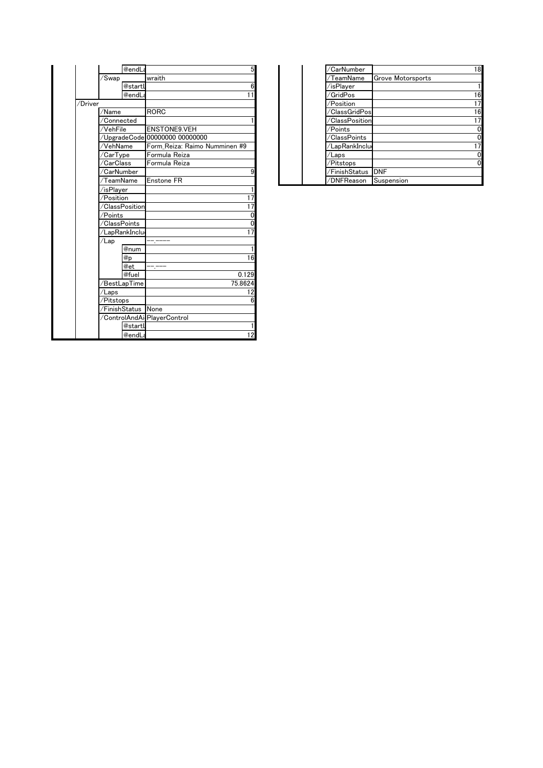|  |  | @endLa | 5 |
|---|---|---|---|
|  | /Swap |  | wraith |
|  |  | @startl | 6 |
|  |  | @endLa | 11 |
| /Driver |  |  |  |
|  | /Name |  | RORC |
|  | /Connected |  | 1 |
|  | /VehFile |  | ENSTONE9.VEH |
|  | /UpgradeCode |  | 00000000 00000000 |
|  | /VehName |  | Form_Reiza: Raimo Numminen #9 |
|  | /CarType |  | Formula Reiza |
|  | /CarClass |  | Formula Reiza |
|  | /CarNumber |  | 9 |
|  | /TeamName |  | Enstone FR |
|  | /isPlayer |  | 1 |
|  | /Position |  | 17 |
|  | /ClassPosition |  | 17 |
|  | /Points |  | 0 |
|  | /ClassPoints |  | 0 |
|  | /LapRankInclu |  | 17 |
|  | /Lap |  | --.---- |
|  |  | @num | 1 |
|  |  | @p | 16 |
|  |  | @et | --.--- |
|  |  | @fuel | 0.129 |
|  | /BestLapTime |  | 75.8624 |
|  | /Laps |  | 12 |
|  | /Pitstops |  | 6 |
|  | /FinishStatus |  | None |
|  | /ControlAndAi |  | PlayerControl |
|  |  | @startl | 1 |
|  |  | @endLa | 12 |

|  |  |
|---|---|
| /CarNumber | 18 |
| /TeamName | Grove Motorsports |
| /isPlayer | 1 |
| /GridPos | 16 |
| /Position | 17 |
| /ClassGridPos | 16 |
| /ClassPosition | 17 |
| /Points | 0 |
| /ClassPoints | 0 |
| /LapRankInclu | 17 |
| /Laps | 0 |
| /Pitstops | 0 |
| /FinishStatus | DNF |
| /DNFReason | Suspension |